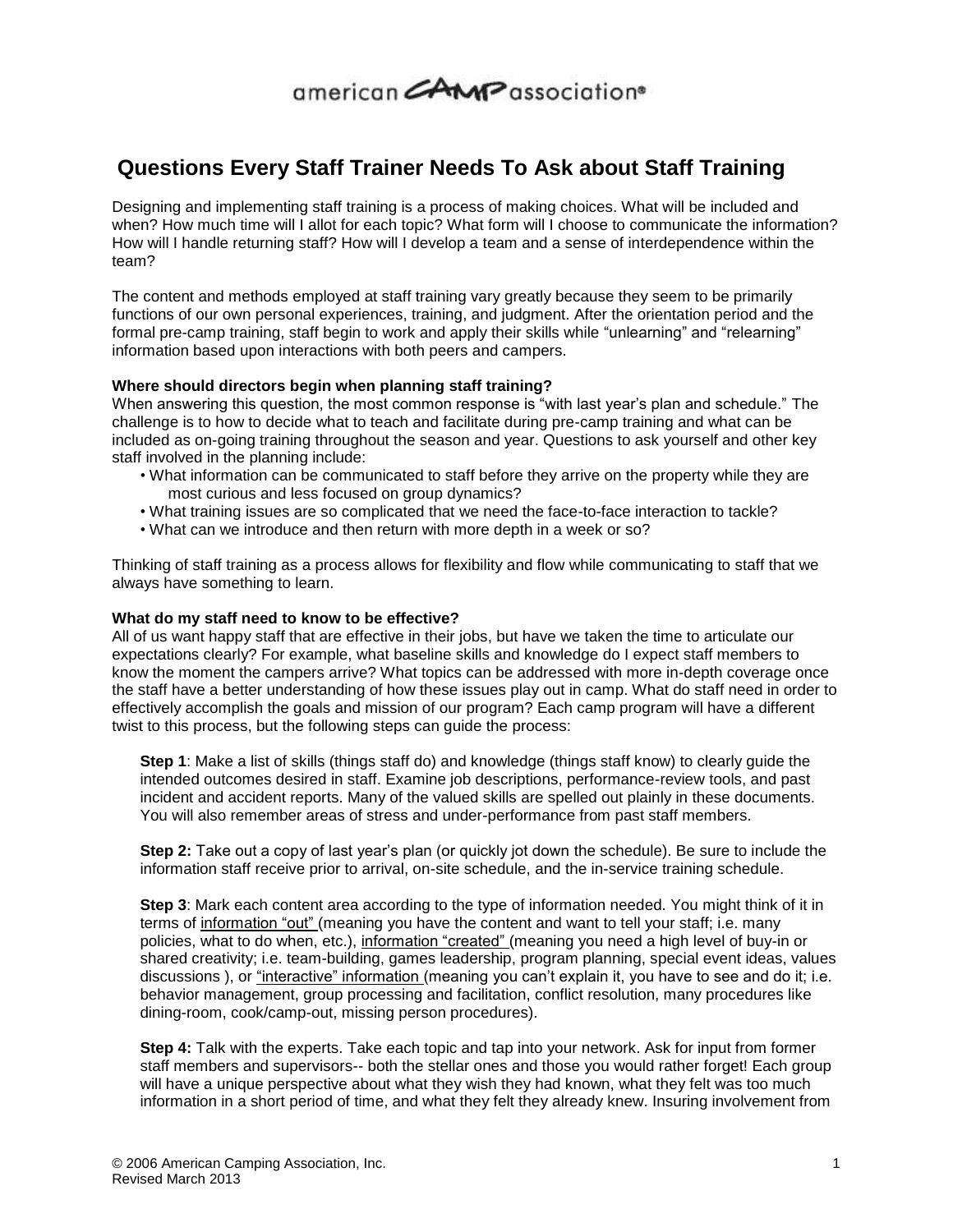american CAMP association®

# Questions Every Staff Trainer Needs To Ask about Staff Training

Designing and implementing staff training is a process of making choices. What will be included and when? How much time will I allot for each topic? What form will I choose to communicate the information? How will I handle returning staff? How will I develop a team and a sense of interdependence within the team?

The content and methods employed at staff training vary greatly because they seem to be primarily functions of our own personal experiences, training, and judgment. After the orientation period and the formal pre-camp training, staff begin to work and apply their skills while "unlearning" and "relearning" information based upon interactions with both peers and campers.

**Where should directors begin when planning staff training?**

When answering this question, the most common response is "with last year's plan and schedule." The challenge is to how to decide what to teach and facilitate during pre-camp training and what can be included as on-going training throughout the season and year. Questions to ask yourself and other key staff involved in the planning include:

- What information can be communicated to staff before they arrive on the property while they are most curious and less focused on group dynamics?
- What training issues are so complicated that we need the face-to-face interaction to tackle?
- What can we introduce and then return with more depth in a week or so?

Thinking of staff training as a process allows for flexibility and flow while communicating to staff that we always have something to learn.

**What do my staff need to know to be effective?**

All of us want happy staff that are effective in their jobs, but have we taken the time to articulate our expectations clearly? For example, what baseline skills and knowledge do I expect staff members to know the moment the campers arrive? What topics can be addressed with more in-depth coverage once the staff have a better understanding of how these issues play out in camp. What do staff need in order to effectively accomplish the goals and mission of our program? Each camp program will have a different twist to this process, but the following steps can guide the process:

**Step 1**: Make a list of skills (things staff do) and knowledge (things staff know) to clearly guide the intended outcomes desired in staff. Examine job descriptions, performance-review tools, and past incident and accident reports. Many of the valued skills are spelled out plainly in these documents. You will also remember areas of stress and under-performance from past staff members.

**Step 2:** Take out a copy of last year's plan (or quickly jot down the schedule). Be sure to include the information staff receive prior to arrival, on-site schedule, and the in-service training schedule.

**Step 3**: Mark each content area according to the type of information needed. You might think of it in terms of information "out" (meaning you have the content and want to tell your staff; i.e. many policies, what to do when, etc.), information "created" (meaning you need a high level of buy-in or shared creativity; i.e. team-building, games leadership, program planning, special event ideas, values discussions ), or "interactive" information (meaning you can't explain it, you have to see and do it; i.e. behavior management, group processing and facilitation, conflict resolution, many procedures like dining-room, cook/camp-out, missing person procedures).

**Step 4:** Talk with the experts. Take each topic and tap into your network. Ask for input from former staff members and supervisors-- both the stellar ones and those you would rather forget! Each group will have a unique perspective about what they wish they had known, what they felt was too much information in a short period of time, and what they felt they already knew. Insuring involvement from

© 2006 American Camping Association, Inc.
Revised March 2013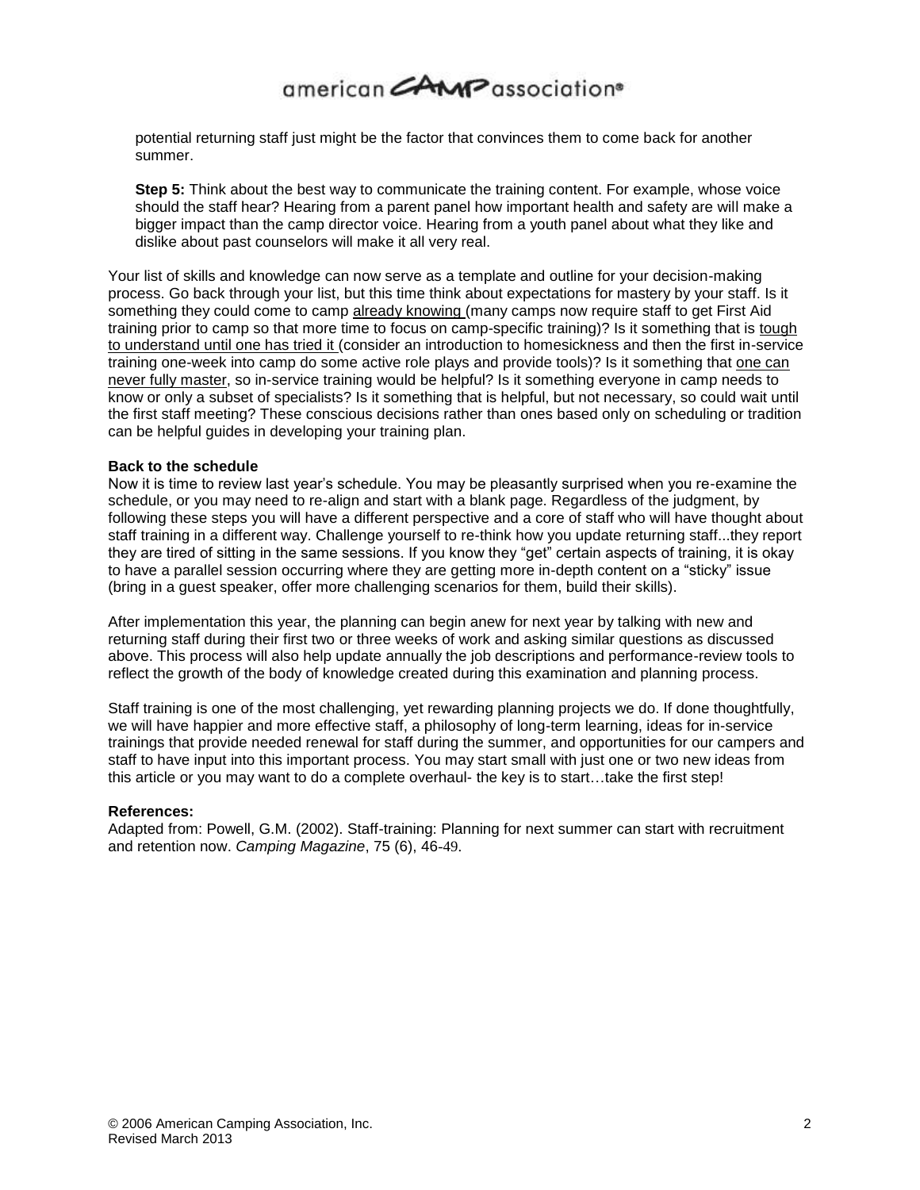potential returning staff just might be the factor that convinces them to come back for another summer.

**Step 5:** Think about the best way to communicate the training content. For example, whose voice should the staff hear? Hearing from a parent panel how important health and safety are will make a bigger impact than the camp director voice. Hearing from a youth panel about what they like and dislike about past counselors will make it all very real.

Your list of skills and knowledge can now serve as a template and outline for your decision-making process. Go back through your list, but this time think about expectations for mastery by your staff. Is it something they could come to camp <u>already knowing</u> (many camps now require staff to get First Aid training prior to camp so that more time to focus on camp-specific training)? Is it something that is <u>tough to understand until one has tried it</u> (consider an introduction to homesickness and then the first in-service training one-week into camp do some active role plays and provide tools)? Is it something that <u>one can never fully master</u>, so in-service training would be helpful? Is it something everyone in camp needs to know or only a subset of specialists? Is it something that is helpful, but not necessary, so could wait until the first staff meeting? These conscious decisions rather than ones based only on scheduling or tradition can be helpful guides in developing your training plan.

**Back to the schedule**

Now it is time to review last year's schedule. You may be pleasantly surprised when you re-examine the schedule, or you may need to re-align and start with a blank page. Regardless of the judgment, by following these steps you will have a different perspective and a core of staff who will have thought about staff training in a different way. Challenge yourself to re-think how you update returning staff...they report they are tired of sitting in the same sessions. If you know they "get" certain aspects of training, it is okay to have a parallel session occurring where they are getting more in-depth content on a "sticky" issue (bring in a guest speaker, offer more challenging scenarios for them, build their skills).

After implementation this year, the planning can begin anew for next year by talking with new and returning staff during their first two or three weeks of work and asking similar questions as discussed above. This process will also help update annually the job descriptions and performance-review tools to reflect the growth of the body of knowledge created during this examination and planning process.

Staff training is one of the most challenging, yet rewarding planning projects we do. If done thoughtfully, we will have happier and more effective staff, a philosophy of long-term learning, ideas for in-service trainings that provide needed renewal for staff during the summer, and opportunities for our campers and staff to have input into this important process. You may start small with just one or two new ideas from this article or you may want to do a complete overhaul- the key is to start…take the first step!

**References:**

Adapted from: Powell, G.M. (2002). Staff-training: Planning for next summer can start with recruitment and retention now. *Camping Magazine*, 75 (6), 46-49.

© 2006 American Camping Association, Inc.
Revised March 2013